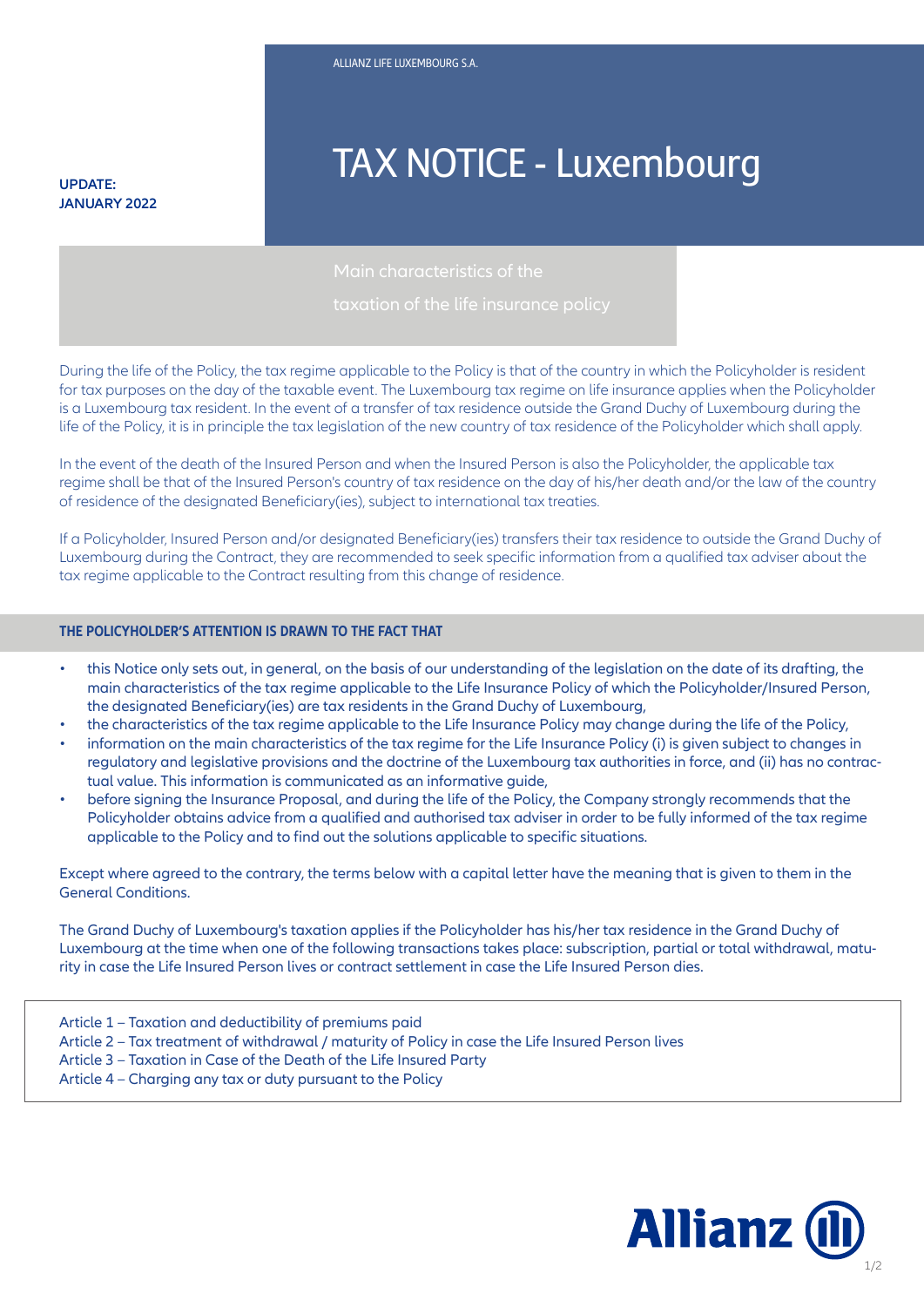ALLIANZ LIFE LUXEMBOURG S.A.

**UPDATE: JANUARY 2022**

# TAX NOTICE - Luxembourg

## Main characteristics of the taxation of the life insurance policy

During the life of the Policy, the tax regime applicable to the Policy is that of the country in which the Policyholder is resident for tax purposes on the day of the taxable event. The Luxembourg tax regime on life insurance applies when the Policyholder is a Luxembourg tax resident. In the event of a transfer of tax residence outside the Grand Duchy of Luxembourg during the life of the Policy, it is in principle the tax legislation of the new country of tax residence of the Policyholder which shall apply.

In the event of the death of the Insured Person and when the Insured Person is also the Policyholder, the applicable tax regime shall be that of the Insured Person's country of tax residence on the day of his/her death and/or the law of the country of residence of the designated Beneficiary(ies), subject to international tax treaties.

If a Policyholder, Insured Person and/or designated Beneficiary(ies) transfers their tax residence to outside the Grand Duchy of Luxembourg during the Contract, they are recommended to seek specific information from a qualified tax adviser about the tax regime applicable to the Contract resulting from this change of residence.

### THE POLICYHOLDER'S ATTENTION IS DRAWN TO THE FACT THAT

- this Notice only sets out, in general, on the basis of our understanding of the legislation on the date of its drafting, the main characteristics of the tax regime applicable to the Life Insurance Policy of which the Policyholder/Insured Person, the designated Beneficiary(ies) are tax residents in the Grand Duchy of Luxembourg,
- the characteristics of the tax regime applicable to the Life Insurance Policy may change during the life of the Policy,
- information on the main characteristics of the tax regime for the Life Insurance Policy (i) is given subject to changes in regulatory and legislative provisions and the doctrine of the Luxembourg tax authorities in force, and (ii) has no contractual value. This information is communicated as an informative guide,
- before signing the Insurance Proposal, and during the life of the Policy, the Company strongly recommends that the Policyholder obtains advice from a qualified and authorised tax adviser in order to be fully informed of the tax regime applicable to the Policy and to find out the solutions applicable to specific situations.

Except where agreed to the contrary, the terms below with a capital letter have the meaning that is given to them in the General Conditions.

The Grand Duchy of Luxembourg's taxation applies if the Policyholder has his/her tax residence in the Grand Duchy of Luxembourg at the time when one of the following transactions takes place: subscription, partial or total withdrawal, maturity in case the Life Insured Person lives or contract settlement in case the Life Insured Person dies.

Article 1 – Taxation and deductibility of premiums paid
Article 2 – Tax treatment of withdrawal / maturity of Policy in case the Life Insured Person lives
Article 3 – Taxation in Case of the Death of the Life Insured Party
Article 4 – Charging any tax or duty pursuant to the Policy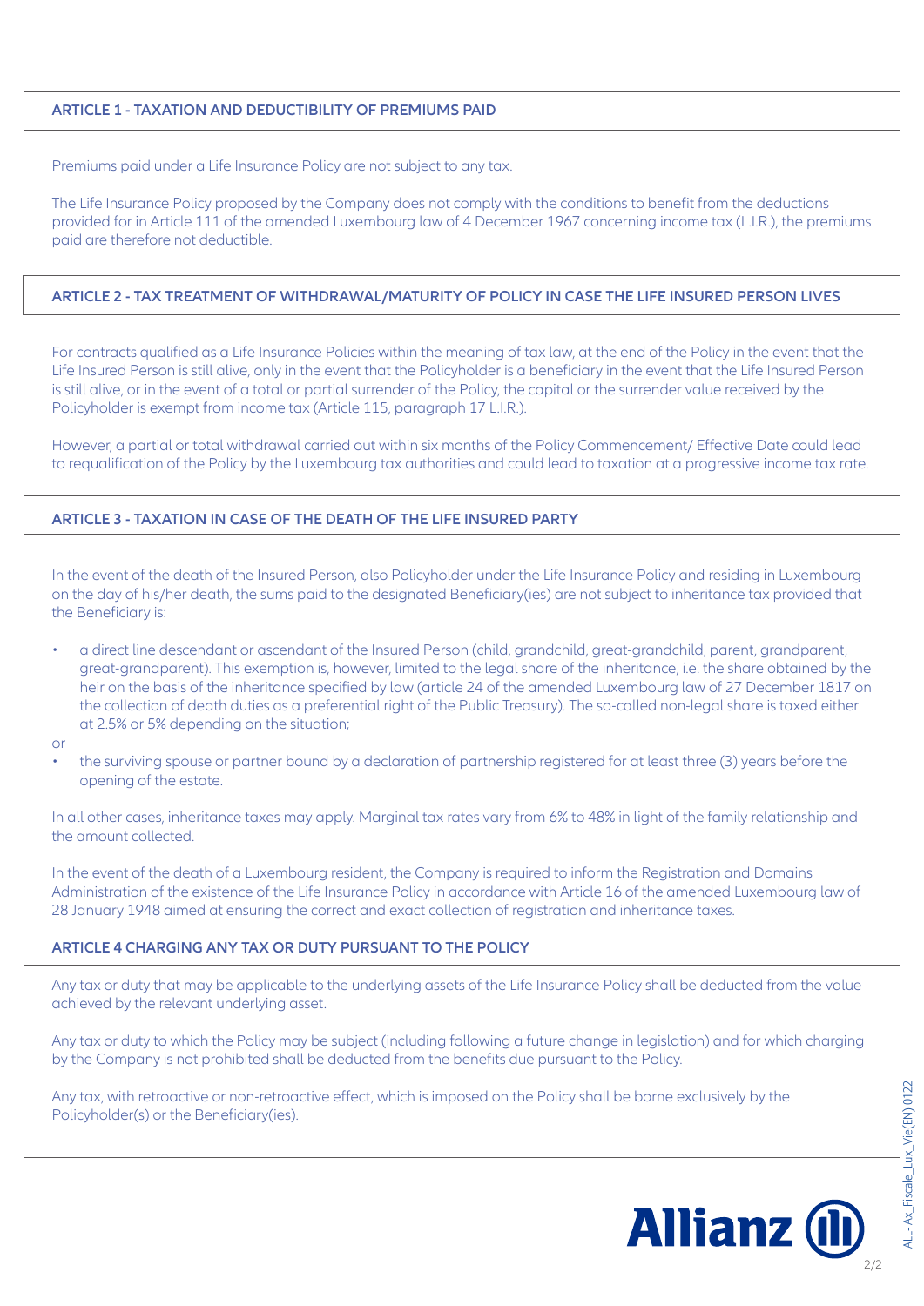## ARTICLE 1 - TAXATION AND DEDUCTIBILITY OF PREMIUMS PAID

Premiums paid under a Life Insurance Policy are not subject to any tax.

The Life Insurance Policy proposed by the Company does not comply with the conditions to benefit from the deductions provided for in Article 111 of the amended Luxembourg law of 4 December 1967 concerning income tax (L.I.R.), the premiums paid are therefore not deductible.

## ARTICLE 2 - TAX TREATMENT OF WITHDRAWAL/MATURITY OF POLICY IN CASE THE LIFE INSURED PERSON LIVES

For contracts qualified as a Life Insurance Policies within the meaning of tax law, at the end of the Policy in the event that the Life Insured Person is still alive, only in the event that the Policyholder is a beneficiary in the event that the Life Insured Person is still alive, or in the event of a total or partial surrender of the Policy, the capital or the surrender value received by the Policyholder is exempt from income tax (Article 115, paragraph 17 L.I.R.).

However, a partial or total withdrawal carried out within six months of the Policy Commencement/ Effective Date could lead to requalification of the Policy by the Luxembourg tax authorities and could lead to taxation at a progressive income tax rate.

## ARTICLE 3 - TAXATION IN CASE OF THE DEATH OF THE LIFE INSURED PARTY

In the event of the death of the Insured Person, also Policyholder under the Life Insurance Policy and residing in Luxembourg on the day of his/her death, the sums paid to the designated Beneficiary(ies) are not subject to inheritance tax provided that the Beneficiary is:

- a direct line descendant or ascendant of the Insured Person (child, grandchild, great-grandchild, parent, grandparent, great-grandparent). This exemption is, however, limited to the legal share of the inheritance, i.e. the share obtained by the heir on the basis of the inheritance specified by law (article 24 of the amended Luxembourg law of 27 December 1817 on the collection of death duties as a preferential right of the Public Treasury). The so-called non-legal share is taxed either at 2.5% or 5% depending on the situation;

or

- the surviving spouse or partner bound by a declaration of partnership registered for at least three (3) years before the opening of the estate.

In all other cases, inheritance taxes may apply. Marginal tax rates vary from 6% to 48% in light of the family relationship and the amount collected.

In the event of the death of a Luxembourg resident, the Company is required to inform the Registration and Domains Administration of the existence of the Life Insurance Policy in accordance with Article 16 of the amended Luxembourg law of 28 January 1948 aimed at ensuring the correct and exact collection of registration and inheritance taxes.

## ARTICLE 4 CHARGING ANY TAX OR DUTY PURSUANT TO THE POLICY

Any tax or duty that may be applicable to the underlying assets of the Life Insurance Policy shall be deducted from the value achieved by the relevant underlying asset.

Any tax or duty to which the Policy may be subject (including following a future change in legislation) and for which charging by the Company is not prohibited shall be deducted from the benefits due pursuant to the Policy.

Any tax, with retroactive or non-retroactive effect, which is imposed on the Policy shall be borne exclusively by the Policyholder(s) or the Beneficiary(ies).